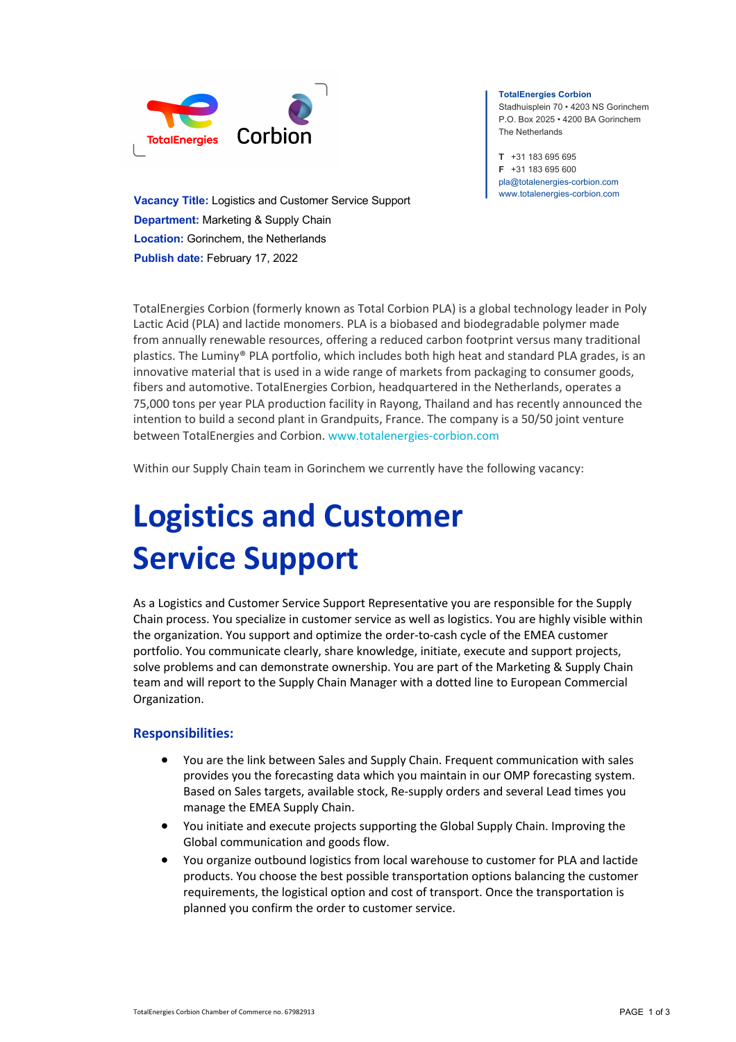**TotalEnergies Corbion**
Stadhuisplein 70 • 4203 NS Gorinchem
P.O. Box 2025 • 4200 BA Gorinchem
The Netherlands

**T** +31 183 695 695
**F** +31 183 695 600
pla@totalenergies-corbion.com
www.totalenergies-corbion.com

**Vacancy Title:** Logistics and Customer Service Support
**Department:** Marketing & Supply Chain
**Location:** Gorinchem, the Netherlands
**Publish date:** February 17, 2022

TotalEnergies Corbion (formerly known as Total Corbion PLA) is a global technology leader in Poly Lactic Acid (PLA) and lactide monomers. PLA is a biobased and biodegradable polymer made from annually renewable resources, offering a reduced carbon footprint versus many traditional plastics. The Luminy® PLA portfolio, which includes both high heat and standard PLA grades, is an innovative material that is used in a wide range of markets from packaging to consumer goods, fibers and automotive. TotalEnergies Corbion, headquartered in the Netherlands, operates a 75,000 tons per year PLA production facility in Rayong, Thailand and has recently announced the intention to build a second plant in Grandpuits, France. The company is a 50/50 joint venture between TotalEnergies and Corbion. www.totalenergies-corbion.com

Within our Supply Chain team in Gorinchem we currently have the following vacancy:

# Logistics and Customer Service Support

As a Logistics and Customer Service Support Representative you are responsible for the Supply Chain process. You specialize in customer service as well as logistics. You are highly visible within the organization. You support and optimize the order-to-cash cycle of the EMEA customer portfolio. You communicate clearly, share knowledge, initiate, execute and support projects, solve problems and can demonstrate ownership. You are part of the Marketing & Supply Chain team and will report to the Supply Chain Manager with a dotted line to European Commercial Organization.

## Responsibilities:

- You are the link between Sales and Supply Chain. Frequent communication with sales provides you the forecasting data which you maintain in our OMP forecasting system. Based on Sales targets, available stock, Re-supply orders and several Lead times you manage the EMEA Supply Chain.
- You initiate and execute projects supporting the Global Supply Chain. Improving the Global communication and goods flow.
- You organize outbound logistics from local warehouse to customer for PLA and lactide products. You choose the best possible transportation options balancing the customer requirements, the logistical option and cost of transport. Once the transportation is planned you confirm the order to customer service.

TotalEnergies Corbion Chamber of Commerce no. 67982913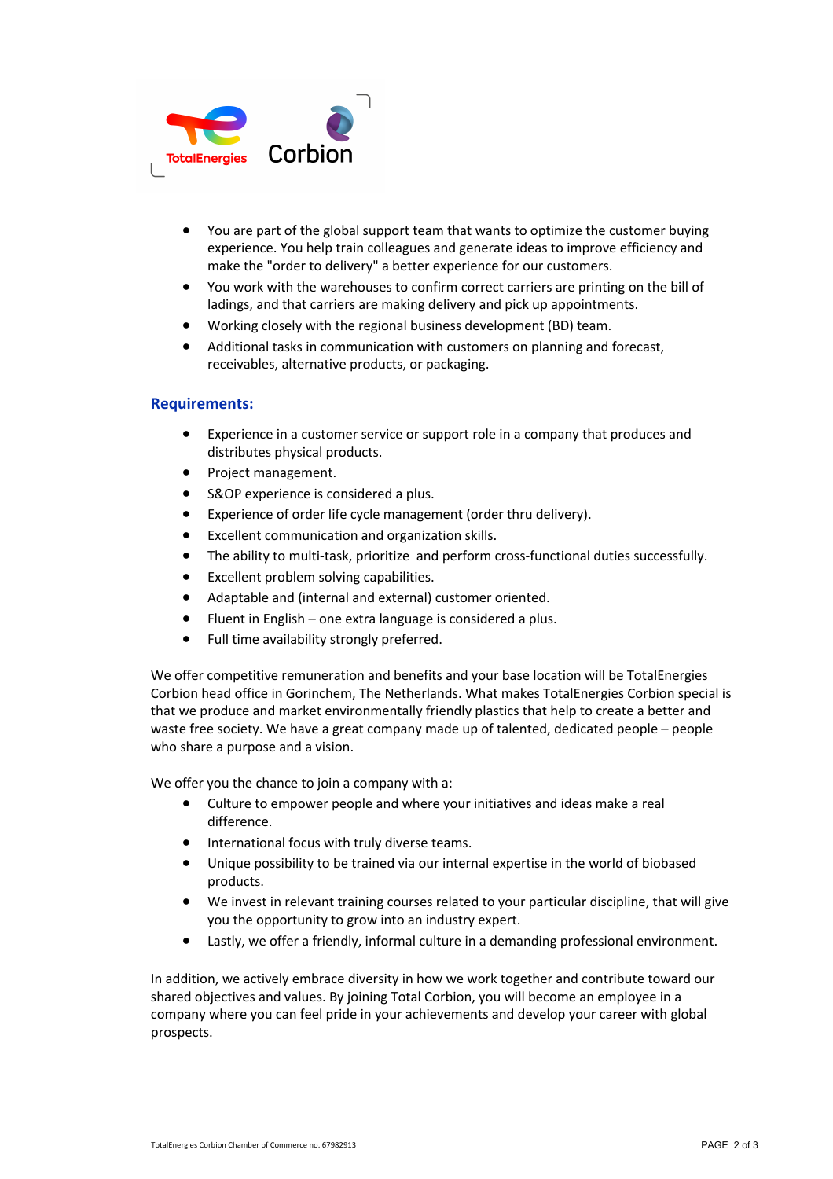- You are part of the global support team that wants to optimize the customer buying experience. You help train colleagues and generate ideas to improve efficiency and make the "order to delivery" a better experience for our customers.
- You work with the warehouses to confirm correct carriers are printing on the bill of ladings, and that carriers are making delivery and pick up appointments.
- Working closely with the regional business development (BD) team.
- Additional tasks in communication with customers on planning and forecast, receivables, alternative products, or packaging.

## Requirements:

- Experience in a customer service or support role in a company that produces and distributes physical products.
- Project management.
- S&OP experience is considered a plus.
- Experience of order life cycle management (order thru delivery).
- Excellent communication and organization skills.
- The ability to multi-task, prioritize and perform cross-functional duties successfully.
- Excellent problem solving capabilities.
- Adaptable and (internal and external) customer oriented.
- Fluent in English – one extra language is considered a plus.
- Full time availability strongly preferred.

We offer competitive remuneration and benefits and your base location will be TotalEnergies Corbion head office in Gorinchem, The Netherlands. What makes TotalEnergies Corbion special is that we produce and market environmentally friendly plastics that help to create a better and waste free society. We have a great company made up of talented, dedicated people – people who share a purpose and a vision.

We offer you the chance to join a company with a:

- Culture to empower people and where your initiatives and ideas make a real difference.
- International focus with truly diverse teams.
- Unique possibility to be trained via our internal expertise in the world of biobased products.
- We invest in relevant training courses related to your particular discipline, that will give you the opportunity to grow into an industry expert.
- Lastly, we offer a friendly, informal culture in a demanding professional environment.

In addition, we actively embrace diversity in how we work together and contribute toward our shared objectives and values. By joining Total Corbion, you will become an employee in a company where you can feel pride in your achievements and develop your career with global prospects.

TotalEnergies Corbion Chamber of Commerce no. 67982913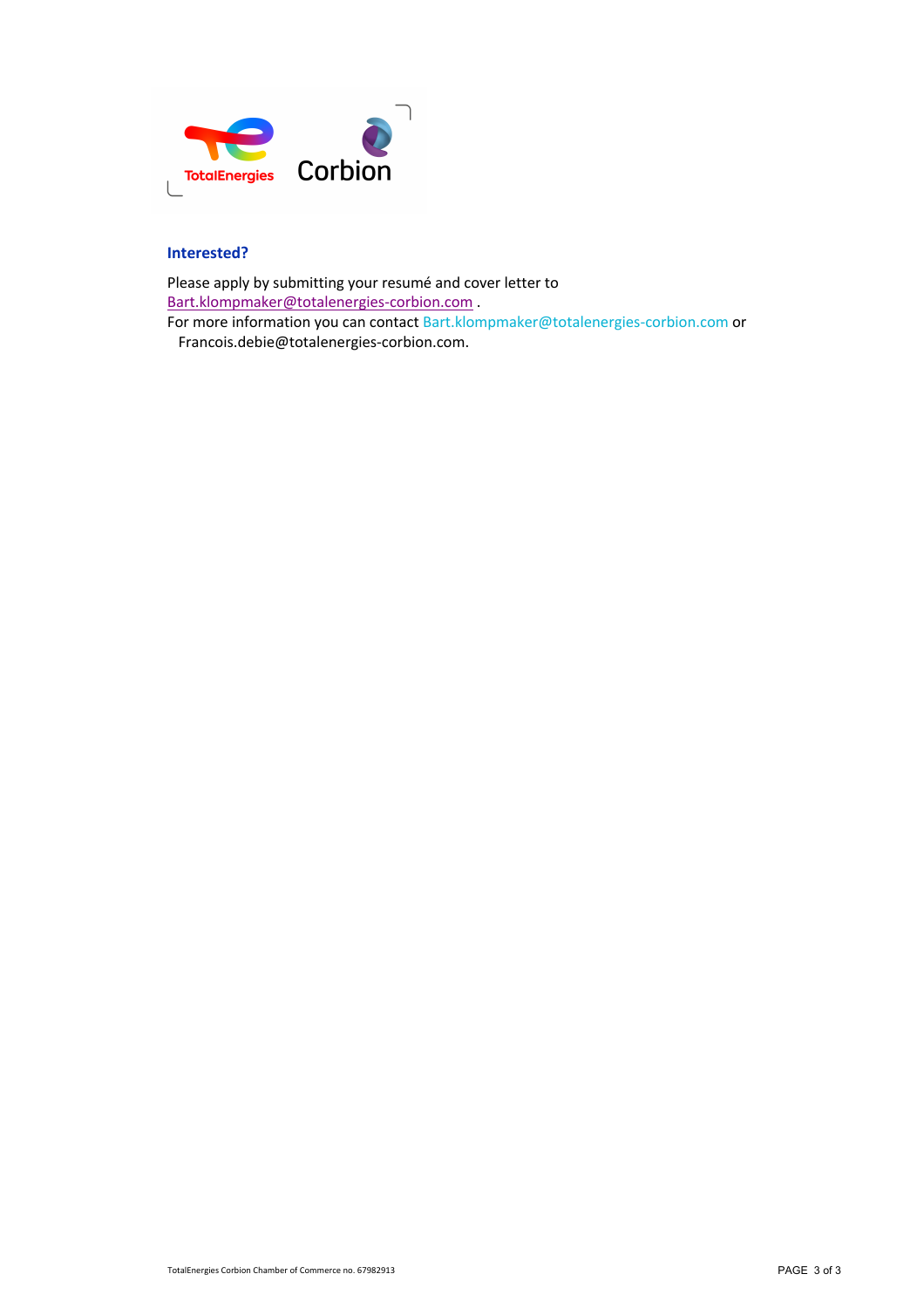## Interested?

Please apply by submitting your resumé and cover letter to Bart.klompmaker@totalenergies-corbion.com .
For more information you can contact Bart.klompmaker@totalenergies-corbion.com or Francois.debie@totalenergies-corbion.com.

TotalEnergies Corbion Chamber of Commerce no. 67982913